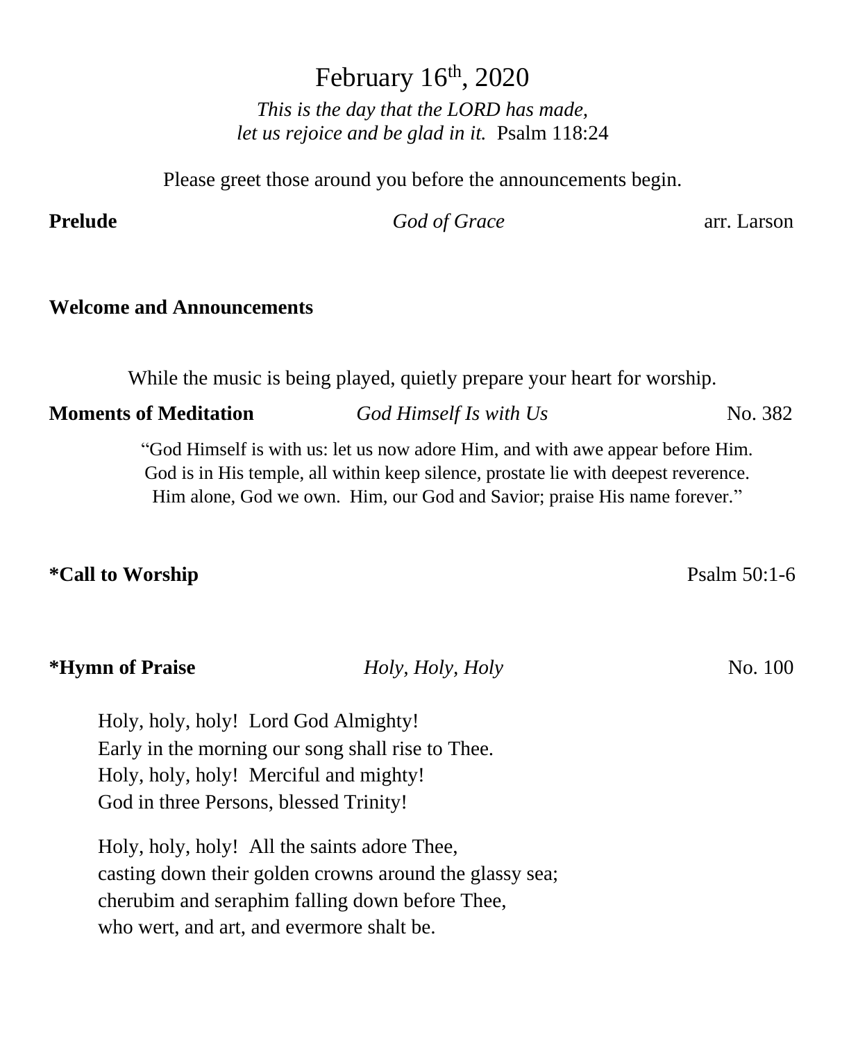# February 16th, 2020

*This is the day that the LORD has made,*
*let us rejoice and be glad in it.* Psalm 118:24

Please greet those around you before the announcements begin.

**Prelude** *God of Grace* arr. Larson

**Welcome and Announcements**

While the music is being played, quietly prepare your heart for worship.

**Moments of Meditation** *God Himself Is with Us* No. 382

"God Himself is with us: let us now adore Him, and with awe appear before Him.
God is in His temple, all within keep silence, prostate lie with deepest reverence.
Him alone, God we own. Him, our God and Savior; praise His name forever."

**\*Call to Worship** Psalm 50:1-6

**\*Hymn of Praise** *Holy, Holy, Holy* No. 100

Holy, holy, holy! Lord God Almighty!
Early in the morning our song shall rise to Thee.
Holy, holy, holy! Merciful and mighty!
God in three Persons, blessed Trinity!

Holy, holy, holy! All the saints adore Thee,
casting down their golden crowns around the glassy sea;
cherubim and seraphim falling down before Thee,
who wert, and art, and evermore shalt be.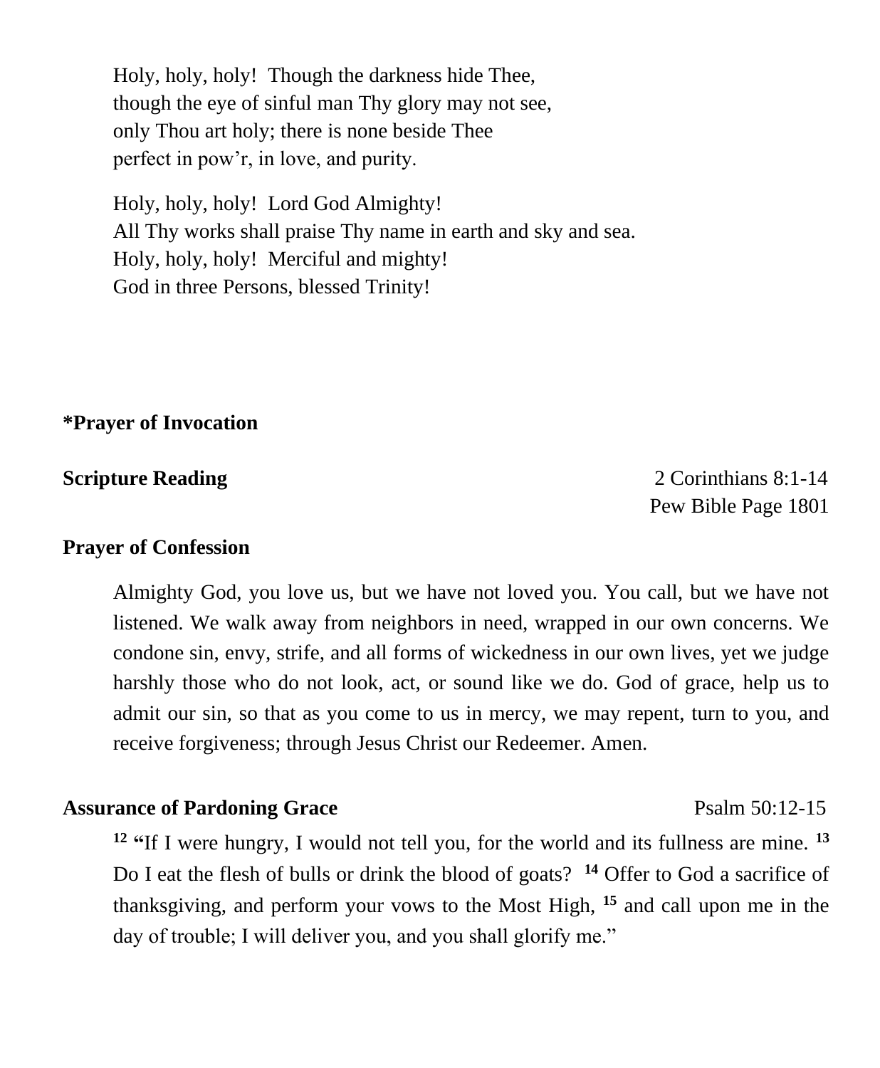Holy, holy, holy! Though the darkness hide Thee,
though the eye of sinful man Thy glory may not see,
only Thou art holy; there is none beside Thee
perfect in pow'r, in love, and purity.

Holy, holy, holy! Lord God Almighty!
All Thy works shall praise Thy name in earth and sky and sea.
Holy, holy, holy! Merciful and mighty!
God in three Persons, blessed Trinity!

**\*Prayer of Invocation**

**Scripture Reading** 2 Corinthians 8:1-14
Pew Bible Page 1801

**Prayer of Confession**

Almighty God, you love us, but we have not loved you. You call, but we have not listened. We walk away from neighbors in need, wrapped in our own concerns. We condone sin, envy, strife, and all forms of wickedness in our own lives, yet we judge harshly those who do not look, act, or sound like we do. God of grace, help us to admit our sin, so that as you come to us in mercy, we may repent, turn to you, and receive forgiveness; through Jesus Christ our Redeemer. Amen.

**Assurance of Pardoning Grace** Psalm 50:12-15

[12] **"**If I were hungry, I would not tell you, for the world and its fullness are mine. [13] Do I eat the flesh of bulls or drink the blood of goats? [14] Offer to God a sacrifice of thanksgiving, and perform your vows to the Most High, [15] and call upon me in the day of trouble; I will deliver you, and you shall glorify me."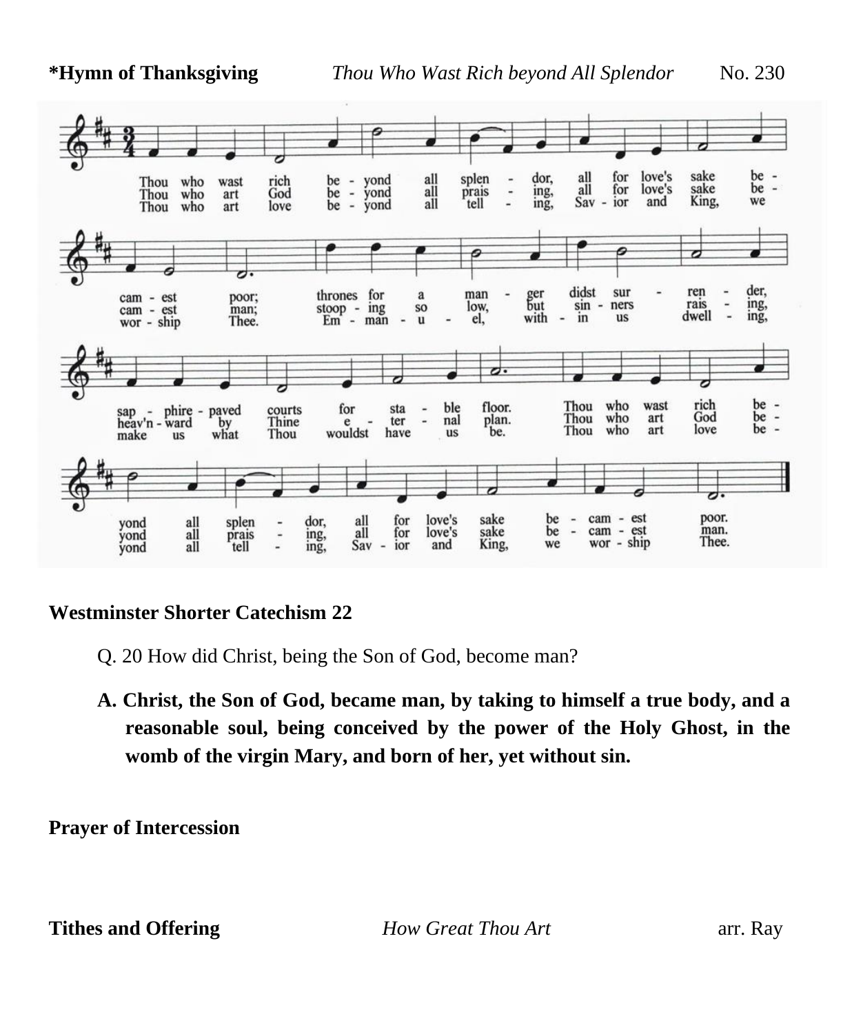**\*Hymn of Thanksgiving** *Thou Who Wast Rich beyond All Splendor* No. 230

1. Thou who wast rich beyond all splendor, all for love's sake becamest poor; thrones for a manger didst surrender, sapphire-paved courts for stable floor. Thou who wast rich beyond all splendor, all for love's sake becamest poor.

2. Thou who art God beyond all praising, all for love's sake becamest man; stooping so low, but sinners raising heav'nward by Thine eternal plan. Thou who art God beyond all praising, all for love's sake becamest man.

3. Thou who art love beyond all telling, Savior and King, we worship Thee. Emmanuel, within us dwelling, make us what Thou wouldst have us be. Thou who art love beyond all telling, Savior and King, we worship Thee.

**Westminster Shorter Catechism 22**

Q. 20 How did Christ, being the Son of God, become man?

**A. Christ, the Son of God, became man, by taking to himself a true body, and a reasonable soul, being conceived by the power of the Holy Ghost, in the womb of the virgin Mary, and born of her, yet without sin.**

**Prayer of Intercession**

**Tithes and Offering** *How Great Thou Art* arr. Ray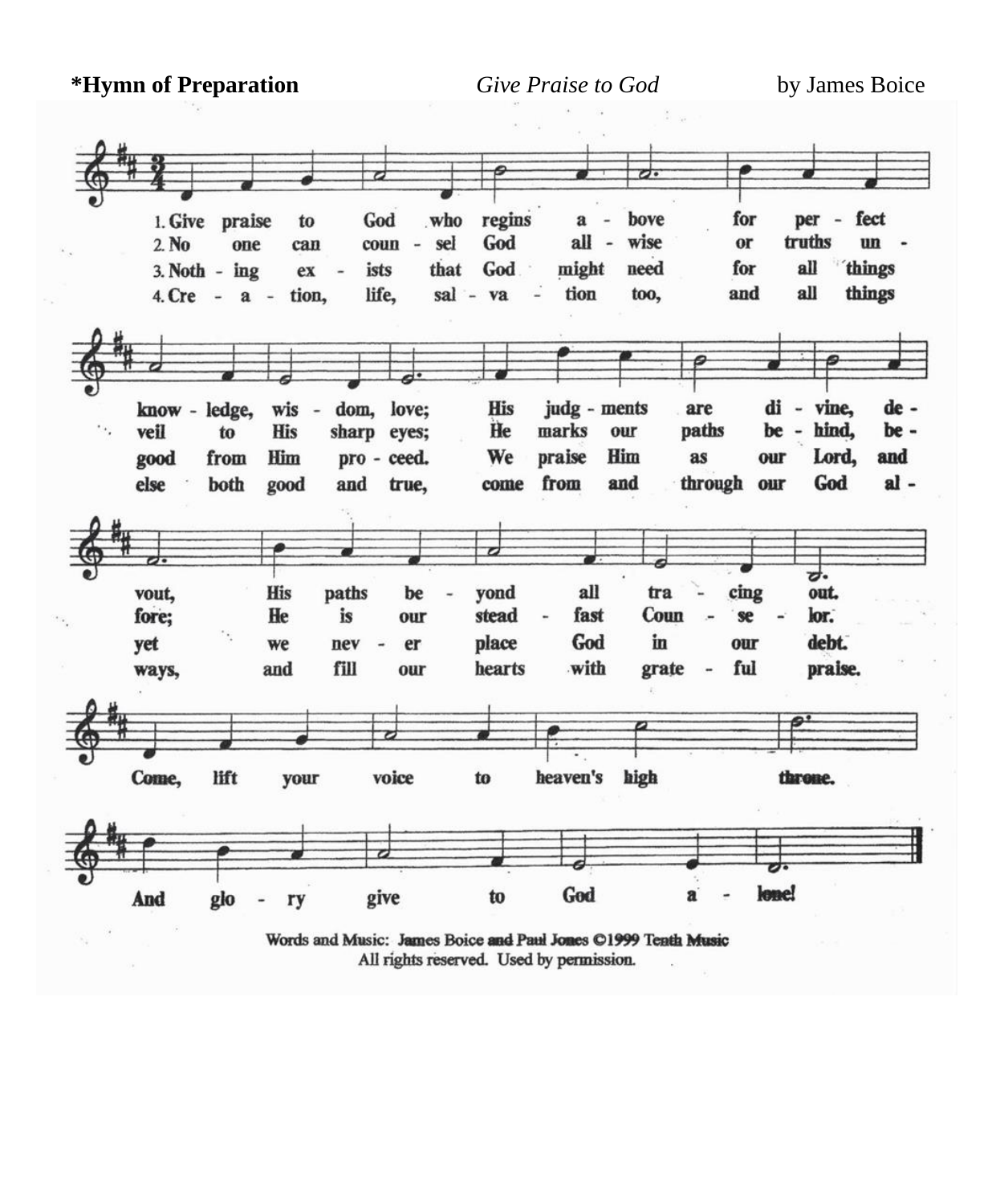**\*Hymn of Preparation** *Give Praise to God* by James Boice

1. Give praise to God who regins above for perfect knowledge, wisdom, love; His judgments are divine, devout, His paths beyond all tracing out.
2. No one can counsel God all-wise or truths unveil to His sharp eyes; He marks our paths behind, before; He is our steadfast Counselor.
3. Nothing exists that God might need for all things good from Him proceed. We praise Him as our Lord, and yet we never place God in our debt.
4. Creation, life, salvation too, and all things else both good and true, come from and through our God always, and fill our hearts with grateful praise.

Come, lift your voice to heaven's high throne. And glory give to God alone!

Words and Music: James Boice and Paul Jones ©1999 Tenth Music
All rights reserved. Used by permission.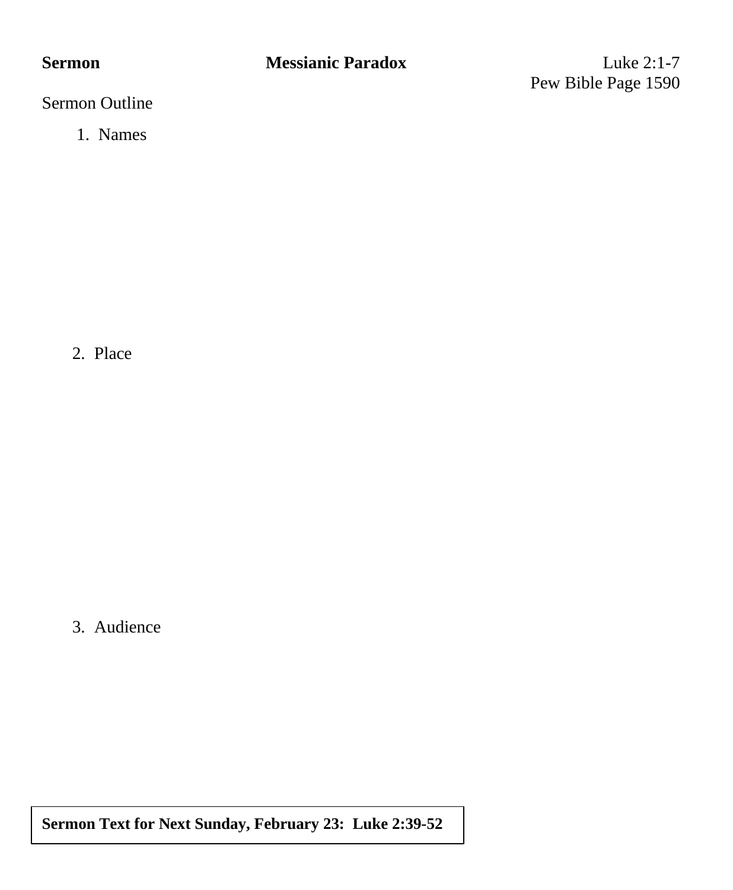**Sermon** **Messianic Paradox** Luke 2:1-7

Pew Bible Page 1590

Sermon Outline

1. Names

2. Place

3. Audience

**Sermon Text for Next Sunday, February 23: Luke 2:39-52**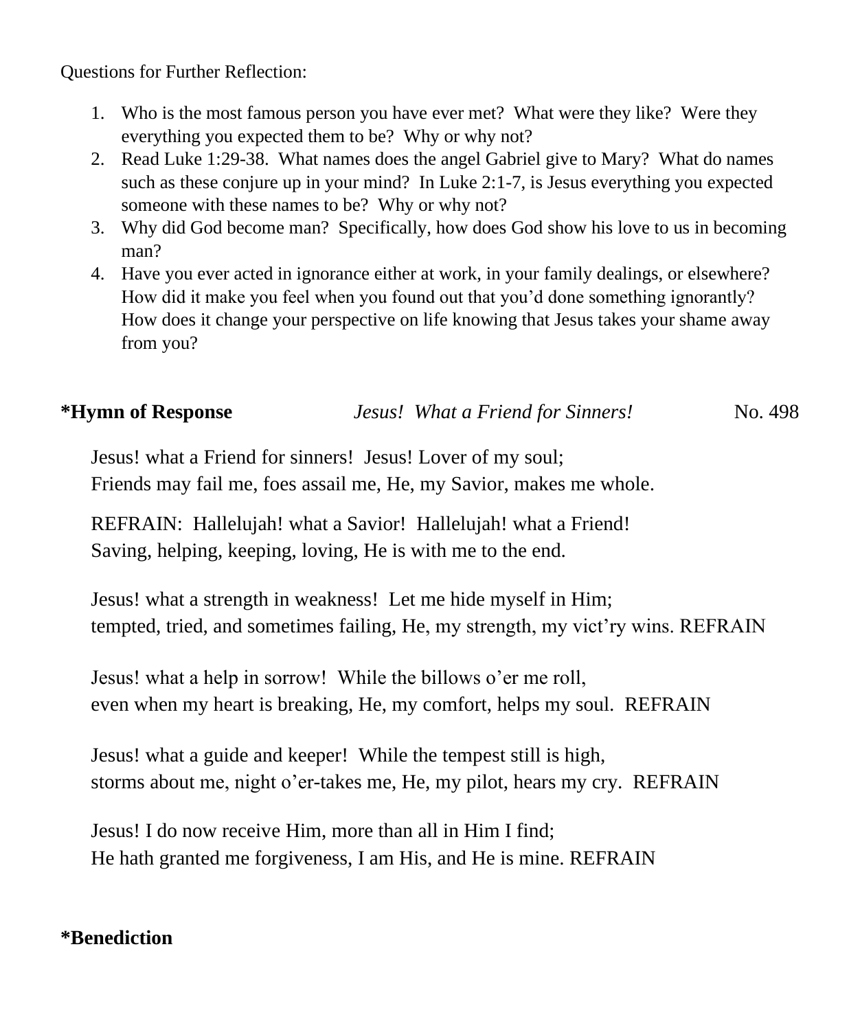Questions for Further Reflection:

1. Who is the most famous person you have ever met? What were they like? Were they everything you expected them to be? Why or why not?
2. Read Luke 1:29-38. What names does the angel Gabriel give to Mary? What do names such as these conjure up in your mind? In Luke 2:1-7, is Jesus everything you expected someone with these names to be? Why or why not?
3. Why did God become man? Specifically, how does God show his love to us in becoming man?
4. Have you ever acted in ignorance either at work, in your family dealings, or elsewhere? How did it make you feel when you found out that you'd done something ignorantly? How does it change your perspective on life knowing that Jesus takes your shame away from you?

**\*Hymn of Response** *Jesus! What a Friend for Sinners!* No. 498

Jesus! what a Friend for sinners! Jesus! Lover of my soul;
Friends may fail me, foes assail me, He, my Savior, makes me whole.

REFRAIN: Hallelujah! what a Savior! Hallelujah! what a Friend!
Saving, helping, keeping, loving, He is with me to the end.

Jesus! what a strength in weakness! Let me hide myself in Him;
tempted, tried, and sometimes failing, He, my strength, my vict'ry wins. REFRAIN

Jesus! what a help in sorrow! While the billows o'er me roll,
even when my heart is breaking, He, my comfort, helps my soul. REFRAIN

Jesus! what a guide and keeper! While the tempest still is high,
storms about me, night o'er-takes me, He, my pilot, hears my cry. REFRAIN

Jesus! I do now receive Him, more than all in Him I find;
He hath granted me forgiveness, I am His, and He is mine. REFRAIN

**\*Benediction**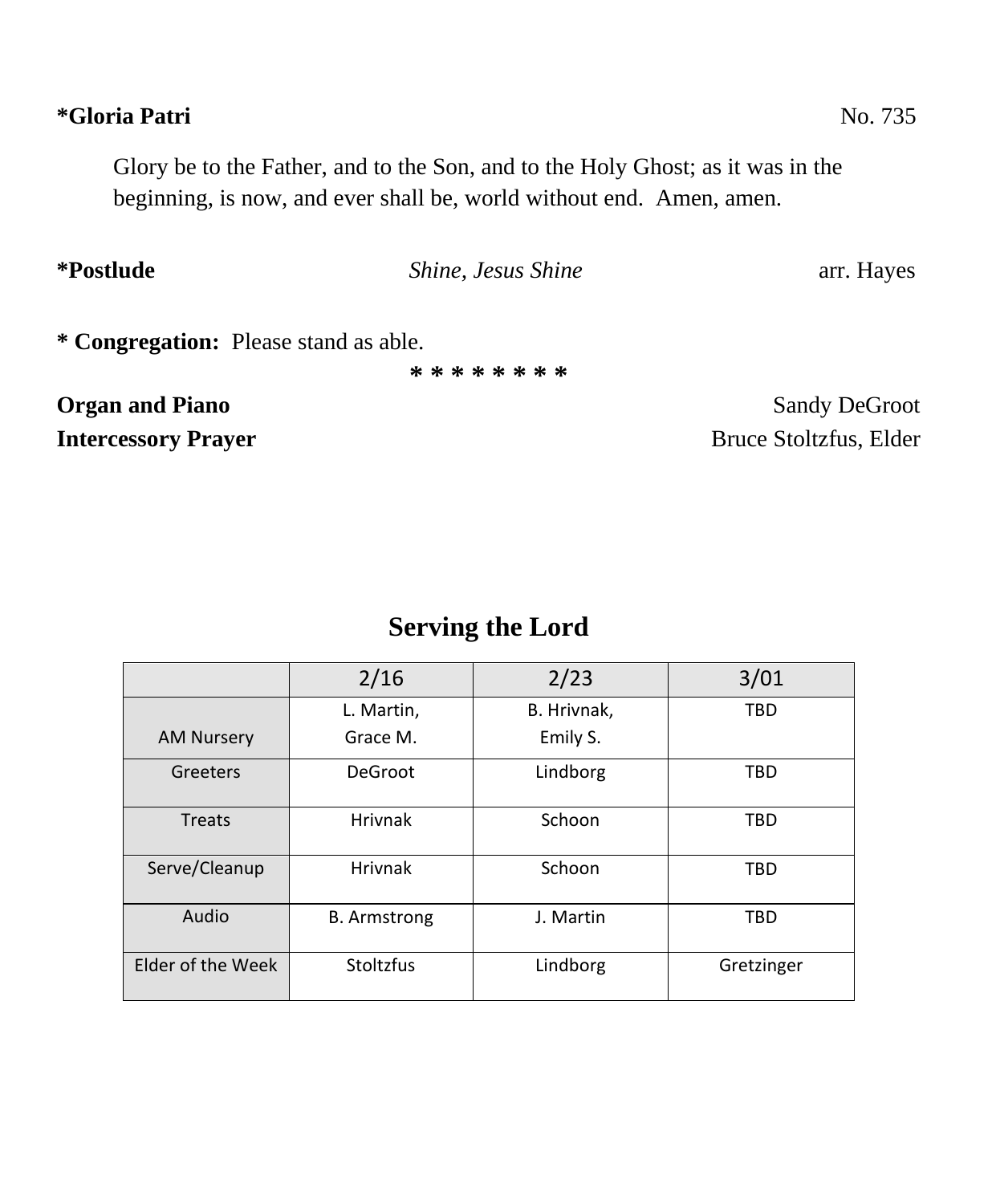**\*Gloria Patri** No. 735

Glory be to the Father, and to the Son, and to the Holy Ghost; as it was in the beginning, is now, and ever shall be, world without end. Amen, amen.

**\*Postlude** *Shine, Jesus Shine* arr. Hayes

**\* Congregation:** Please stand as able.

\* \* \* \* \* \* \* \*

**Organ and Piano** Sandy DeGroot

**Intercessory Prayer** Bruce Stoltzfus, Elder

## Serving the Lord

| | 2/16 | 2/23 | 3/01 |
|---|---|---|---|
| AM Nursery | L. Martin, Grace M. | B. Hrivnak, Emily S. | TBD |
| Greeters | DeGroot | Lindborg | TBD |
| Treats | Hrivnak | Schoon | TBD |
| Serve/Cleanup | Hrivnak | Schoon | TBD |
| Audio | B. Armstrong | J. Martin | TBD |
| Elder of the Week | Stoltzfus | Lindborg | Gretzinger |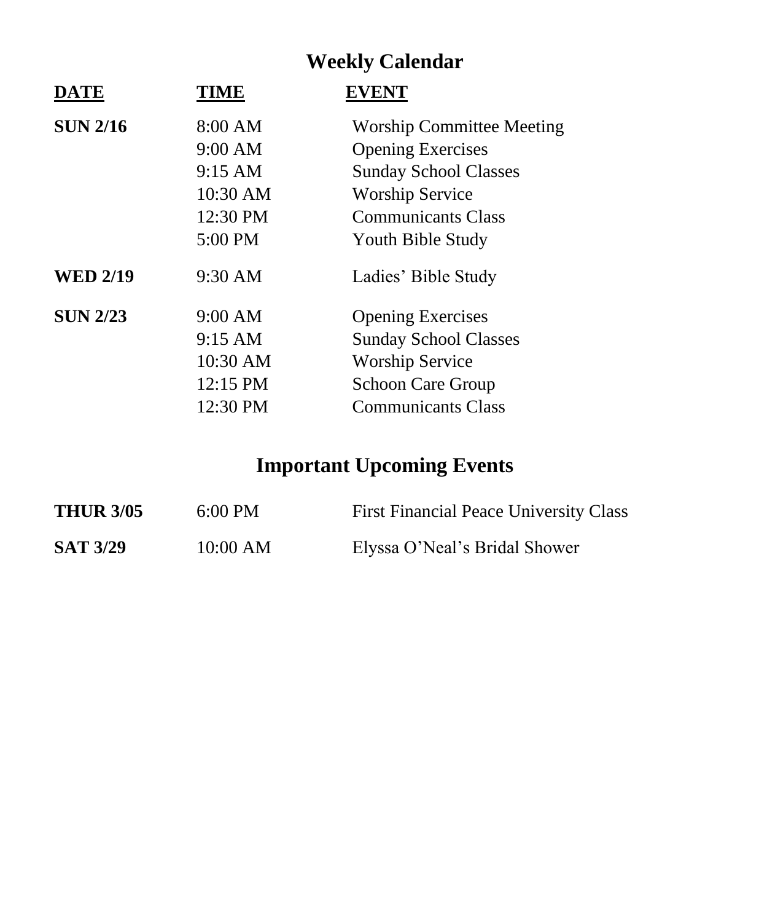## Weekly Calendar

| DATE | TIME | EVENT |
|---|---|---|
| **SUN 2/16** | 8:00 AM | Worship Committee Meeting |
| | 9:00 AM | Opening Exercises |
| | 9:15 AM | Sunday School Classes |
| | 10:30 AM | Worship Service |
| | 12:30 PM | Communicants Class |
| | 5:00 PM | Youth Bible Study |
| **WED 2/19** | 9:30 AM | Ladies' Bible Study |
| **SUN 2/23** | 9:00 AM | Opening Exercises |
| | 9:15 AM | Sunday School Classes |
| | 10:30 AM | Worship Service |
| | 12:15 PM | Schoon Care Group |
| | 12:30 PM | Communicants Class |

## Important Upcoming Events

| | | |
|---|---|---|
| **THUR 3/05** | 6:00 PM | First Financial Peace University Class |
| **SAT 3/29** | 10:00 AM | Elyssa O'Neal's Bridal Shower |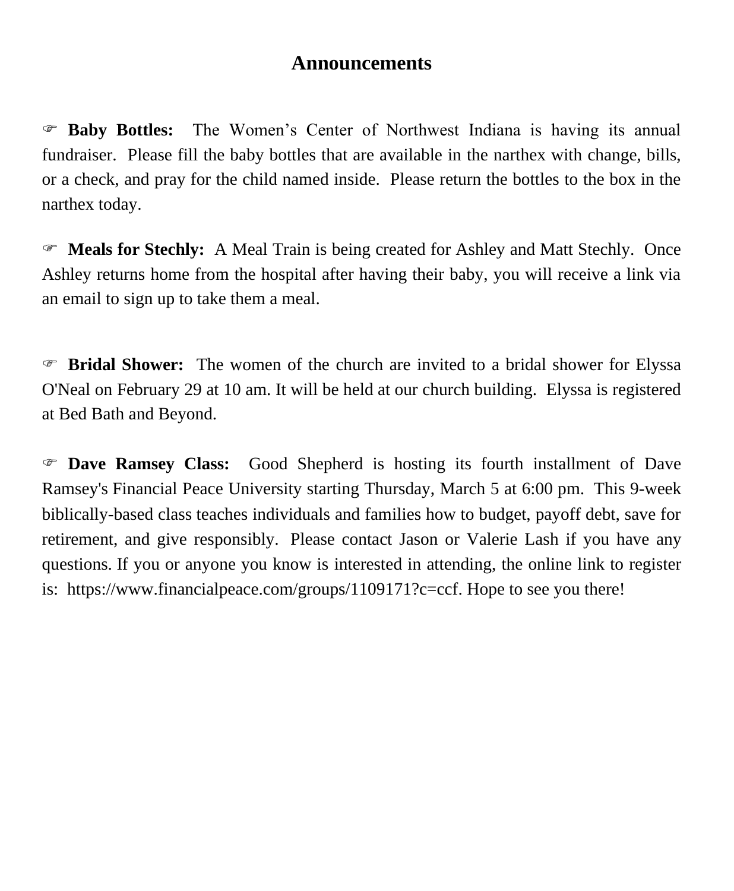# Announcements

☞ **Baby Bottles:** The Women's Center of Northwest Indiana is having its annual fundraiser. Please fill the baby bottles that are available in the narthex with change, bills, or a check, and pray for the child named inside. Please return the bottles to the box in the narthex today.

☞ **Meals for Stechly:** A Meal Train is being created for Ashley and Matt Stechly. Once Ashley returns home from the hospital after having their baby, you will receive a link via an email to sign up to take them a meal.

☞ **Bridal Shower:** The women of the church are invited to a bridal shower for Elyssa O'Neal on February 29 at 10 am. It will be held at our church building. Elyssa is registered at Bed Bath and Beyond.

☞ **Dave Ramsey Class:** Good Shepherd is hosting its fourth installment of Dave Ramsey's Financial Peace University starting Thursday, March 5 at 6:00 pm. This 9-week biblically-based class teaches individuals and families how to budget, payoff debt, save for retirement, and give responsibly. Please contact Jason or Valerie Lash if you have any questions. If you or anyone you know is interested in attending, the online link to register is: https://www.financialpeace.com/groups/1109171?c=ccf. Hope to see you there!